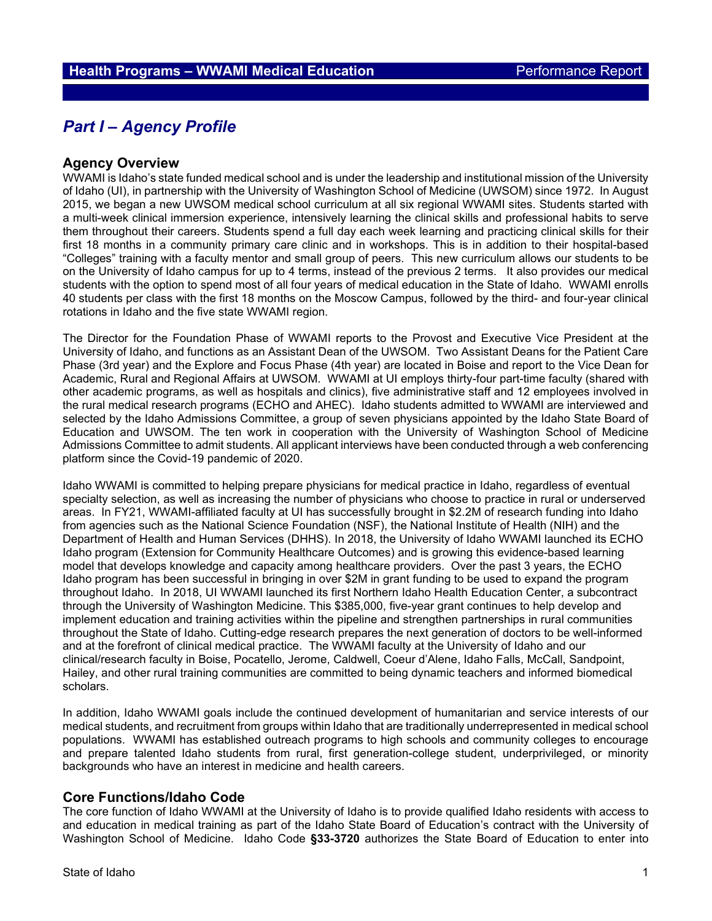## Health Programs – WWAMI Medical Education — Performance Report

# *Part I – Agency Profile*

## Agency Overview

WWAMI is Idaho's state funded medical school and is under the leadership and institutional mission of the University of Idaho (UI), in partnership with the University of Washington School of Medicine (UWSOM) since 1972. In August 2015, we began a new UWSOM medical school curriculum at all six regional WWAMI sites. Students started with a multi-week clinical immersion experience, intensively learning the clinical skills and professional habits to serve them throughout their careers. Students spend a full day each week learning and practicing clinical skills for their first 18 months in a community primary care clinic and in workshops. This is in addition to their hospital-based "Colleges" training with a faculty mentor and small group of peers. This new curriculum allows our students to be on the University of Idaho campus for up to 4 terms, instead of the previous 2 terms. It also provides our medical students with the option to spend most of all four years of medical education in the State of Idaho. WWAMI enrolls 40 students per class with the first 18 months on the Moscow Campus, followed by the third- and four-year clinical rotations in Idaho and the five state WWAMI region.

The Director for the Foundation Phase of WWAMI reports to the Provost and Executive Vice President at the University of Idaho, and functions as an Assistant Dean of the UWSOM. Two Assistant Deans for the Patient Care Phase (3rd year) and the Explore and Focus Phase (4th year) are located in Boise and report to the Vice Dean for Academic, Rural and Regional Affairs at UWSOM. WWAMI at UI employs thirty-four part-time faculty (shared with other academic programs, as well as hospitals and clinics), five administrative staff and 12 employees involved in the rural medical research programs (ECHO and AHEC). Idaho students admitted to WWAMI are interviewed and selected by the Idaho Admissions Committee, a group of seven physicians appointed by the Idaho State Board of Education and UWSOM. The ten work in cooperation with the University of Washington School of Medicine Admissions Committee to admit students. All applicant interviews have been conducted through a web conferencing platform since the Covid-19 pandemic of 2020.

Idaho WWAMI is committed to helping prepare physicians for medical practice in Idaho, regardless of eventual specialty selection, as well as increasing the number of physicians who choose to practice in rural or underserved areas. In FY21, WWAMI-affiliated faculty at UI has successfully brought in $2.2M of research funding into Idaho from agencies such as the National Science Foundation (NSF), the National Institute of Health (NIH) and the Department of Health and Human Services (DHHS). In 2018, the University of Idaho WWAMI launched its ECHO Idaho program (Extension for Community Healthcare Outcomes) and is growing this evidence-based learning model that develops knowledge and capacity among healthcare providers. Over the past 3 years, the ECHO Idaho program has been successful in bringing in over $2M in grant funding to be used to expand the program throughout Idaho. In 2018, UI WWAMI launched its first Northern Idaho Health Education Center, a subcontract through the University of Washington Medicine. This $385,000, five-year grant continues to help develop and implement education and training activities within the pipeline and strengthen partnerships in rural communities throughout the State of Idaho. Cutting-edge research prepares the next generation of doctors to be well-informed and at the forefront of clinical medical practice. The WWAMI faculty at the University of Idaho and our clinical/research faculty in Boise, Pocatello, Jerome, Caldwell, Coeur d'Alene, Idaho Falls, McCall, Sandpoint, Hailey, and other rural training communities are committed to being dynamic teachers and informed biomedical scholars.

In addition, Idaho WWAMI goals include the continued development of humanitarian and service interests of our medical students, and recruitment from groups within Idaho that are traditionally underrepresented in medical school populations. WWAMI has established outreach programs to high schools and community colleges to encourage and prepare talented Idaho students from rural, first generation-college student, underprivileged, or minority backgrounds who have an interest in medicine and health careers.

## Core Functions/Idaho Code

The core function of Idaho WWAMI at the University of Idaho is to provide qualified Idaho residents with access to and education in medical training as part of the Idaho State Board of Education's contract with the University of Washington School of Medicine. Idaho Code **§33-3720** authorizes the State Board of Education to enter into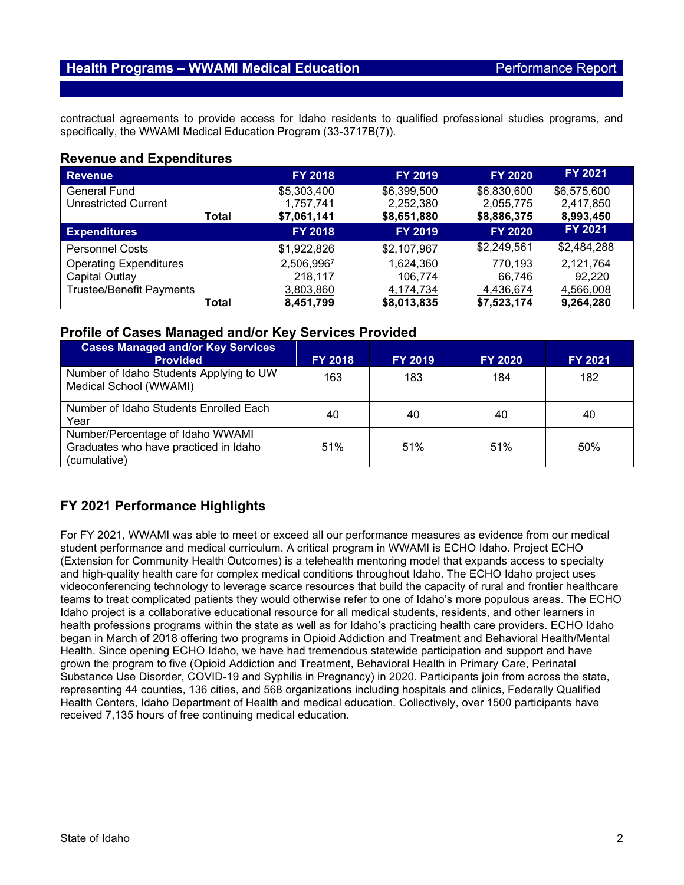contractual agreements to provide access for Idaho residents to qualified professional studies programs, and specifically, the WWAMI Medical Education Program (33-3717B(7)).

## Revenue and Expenditures

| Revenue | | FY 2018 | FY 2019 | FY 2020 | FY 2021 |
|---|---|---|---|---|---|
| General Fund | | $5,303,400 | $6,399,500 | $6,830,600 | $6,575,600 |
| Unrestricted Current | | 1,757,741 | 2,252,380 | 2,055,775 | 2,417,850 |
| | **Total** | **$7,061,141** | **$8,651,880** | **$8,886,375** | **8,993,450** |
| **Expenditures** | | **FY 2018** | **FY 2019** | **FY 2020** | **FY 2021** |
| Personnel Costs | | $1,922,826 | $2,107,967 | $2,249,561 | $2,484,288 |
| Operating Expenditures | | 2,506,996[7] | 1,624,360 | 770,193 | 2,121,764 |
| Capital Outlay | | 218,117 | 106,774 | 66,746 | 92,220 |
| Trustee/Benefit Payments | | 3,803,860 | 4,174,734 | 4,436,674 | 4,566,008 |
| | **Total** | **8,451,799** | **$8,013,835** | **$7,523,174** | **9,264,280** |

## Profile of Cases Managed and/or Key Services Provided

| Cases Managed and/or Key Services Provided | FY 2018 | FY 2019 | FY 2020 | FY 2021 |
|---|---|---|---|---|
| Number of Idaho Students Applying to UW Medical School (WWAMI) | 163 | 183 | 184 | 182 |
| Number of Idaho Students Enrolled Each Year | 40 | 40 | 40 | 40 |
| Number/Percentage of Idaho WWAMI Graduates who have practiced in Idaho (cumulative) | 51% | 51% | 51% | 50% |

## FY 2021 Performance Highlights

For FY 2021, WWAMI was able to meet or exceed all our performance measures as evidence from our medical student performance and medical curriculum. A critical program in WWAMI is ECHO Idaho. Project ECHO (Extension for Community Health Outcomes) is a telehealth mentoring model that expands access to specialty and high-quality health care for complex medical conditions throughout Idaho. The ECHO Idaho project uses videoconferencing technology to leverage scarce resources that build the capacity of rural and frontier healthcare teams to treat complicated patients they would otherwise refer to one of Idaho's more populous areas. The ECHO Idaho project is a collaborative educational resource for all medical students, residents, and other learners in health professions programs within the state as well as for Idaho's practicing health care providers. ECHO Idaho began in March of 2018 offering two programs in Opioid Addiction and Treatment and Behavioral Health/Mental Health. Since opening ECHO Idaho, we have had tremendous statewide participation and support and have grown the program to five (Opioid Addiction and Treatment, Behavioral Health in Primary Care, Perinatal Substance Use Disorder, COVID-19 and Syphilis in Pregnancy) in 2020. Participants join from across the state, representing 44 counties, 136 cities, and 568 organizations including hospitals and clinics, Federally Qualified Health Centers, Idaho Department of Health and medical education. Collectively, over 1500 participants have received 7,135 hours of free continuing medical education.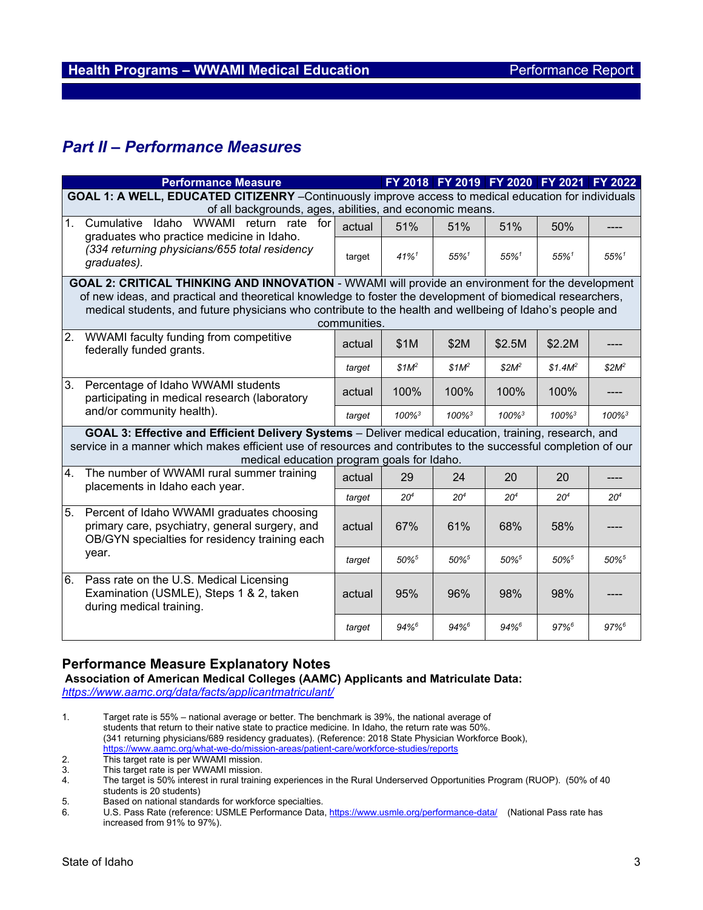## Part II – Performance Measures

| Performance Measure | | FY 2018 | FY 2019 | FY 2020 | FY 2021 | FY 2022 |
|---|---|---|---|---|---|---|
| **GOAL 1: A WELL, EDUCATED CITIZENRY** –Continuously improve access to medical education for individuals of all backgrounds, ages, abilities, and economic means. | | | | | | |
| 1. Cumulative Idaho WWAMI return rate for graduates who practice medicine in Idaho. *(334 returning physicians/655 total residency graduates).* | actual | 51% | 51% | 51% | 50% | ---- |
| | *target* | *41%[1]* | *55%[1]* | *55%[1]* | *55%[1]* | *55%[1]* |
| **GOAL 2: CRITICAL THINKING AND INNOVATION** - WWAMI will provide an environment for the development of new ideas, and practical and theoretical knowledge to foster the development of biomedical researchers, medical students, and future physicians who contribute to the health and wellbeing of Idaho's people and communities. | | | | | | |
| 2. WWAMI faculty funding from competitive federally funded grants. | actual | $1M | $2M | $2.5M | $2.2M | ---- |
| | *target* | *$1M[2]* | *$1M[2]* | *$2M[2]* | *$1.4M[2]* | *$2M[2]* |
| 3. Percentage of Idaho WWAMI students participating in medical research (laboratory and/or community health). | actual | 100% | 100% | 100% | 100% | ---- |
| | *target* | *100%[3]* | *100%[3]* | *100%[3]* | *100%[3]* | *100%[3]* |
| **GOAL 3: Effective and Efficient Delivery Systems** – Deliver medical education, training, research, and service in a manner which makes efficient use of resources and contributes to the successful completion of our medical education program goals for Idaho. | | | | | | |
| 4. The number of WWAMI rural summer training placements in Idaho each year. | actual | 29 | 24 | 20 | 20 | ---- |
| | *target* | *20[4]* | *20[4]* | *20[4]* | *20[4]* | *20[4]* |
| 5. Percent of Idaho WWAMI graduates choosing primary care, psychiatry, general surgery, and OB/GYN specialties for residency training each year. | actual | 67% | 61% | 68% | 58% | ---- |
| | *target* | *50%[5]* | *50%[5]* | *50%[5]* | *50%[5]* | *50%[5]* |
| 6. Pass rate on the U.S. Medical Licensing Examination (USMLE), Steps 1 & 2, taken during medical training. | actual | 95% | 96% | 98% | 98% | ---- |
| | *target* | *94%[6]* | *94%[6]* | *94%[6]* | *97%[6]* | *97%[6]* |

### Performance Measure Explanatory Notes

**Association of American Medical Colleges (AAMC) Applicants and Matriculate Data:**
https://www.aamc.org/data/facts/applicantmatriculant/

1. Target rate is 55% – national average or better. The benchmark is 39%, the national average of students that return to their native state to practice medicine. In Idaho, the return rate was 50%. (341 returning physicians/689 residency graduates). (Reference: 2018 State Physician Workforce Book), https://www.aamc.org/what-we-do/mission-areas/patient-care/workforce-studies/reports
2. This target rate is per WWAMI mission.
3. This target rate is per WWAMI mission.
4. The target is 50% interest in rural training experiences in the Rural Underserved Opportunities Program (RUOP). (50% of 40 students is 20 students)
5. Based on national standards for workforce specialties.
6. U.S. Pass Rate (reference: USMLE Performance Data, https://www.usmle.org/performance-data/ (National Pass rate has increased from 91% to 97%).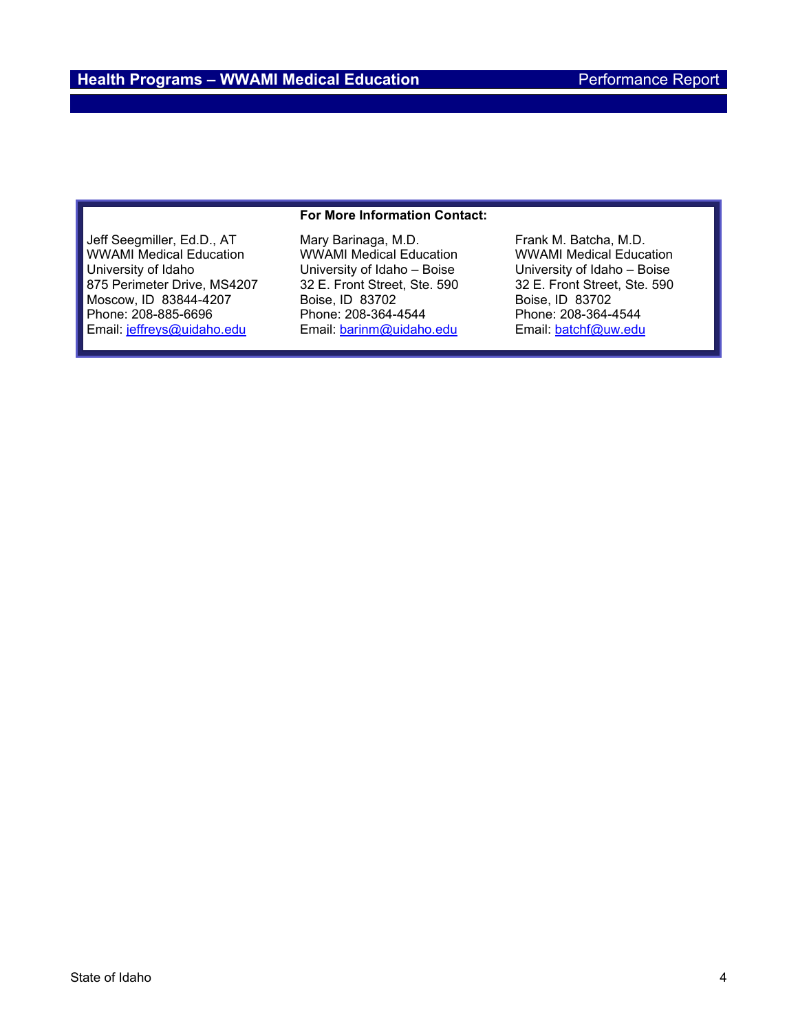**For More Information Contact:**

| | | |
|---|---|---|
| Jeff Seegmiller, Ed.D., AT<br>WWAMI Medical Education<br>University of Idaho<br>875 Perimeter Drive, MS4207<br>Moscow, ID 83844-4207<br>Phone: 208-885-6696<br>Email: jeffreys@uidaho.edu | Mary Barinaga, M.D.<br>WWAMI Medical Education<br>University of Idaho – Boise<br>32 E. Front Street, Ste. 590<br>Boise, ID 83702<br>Phone: 208-364-4544<br>Email: barinm@uidaho.edu | Frank M. Batcha, M.D.<br>WWAMI Medical Education<br>University of Idaho – Boise<br>32 E. Front Street, Ste. 590<br>Boise, ID 83702<br>Phone: 208-364-4544<br>Email: batchf@uw.edu |